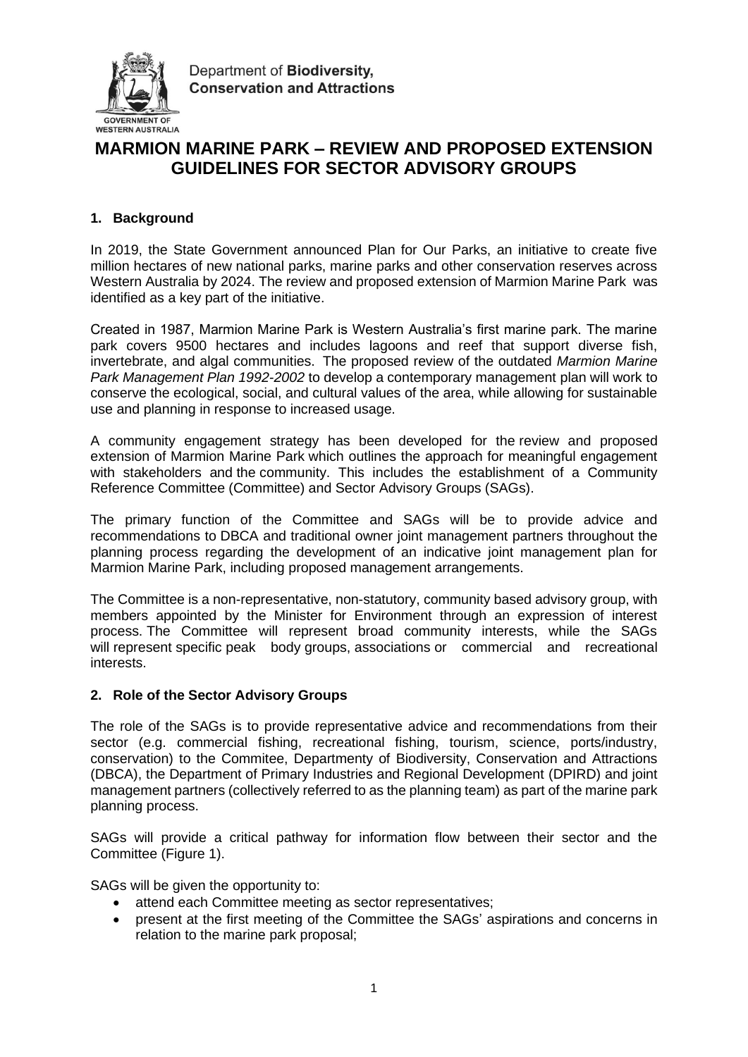Department of **Biodiversity, Conservation and Attractions**

# MARMION MARINE PARK – REVIEW AND PROPOSED EXTENSION GUIDELINES FOR SECTOR ADVISORY GROUPS

## 1. Background

In 2019, the State Government announced Plan for Our Parks, an initiative to create five million hectares of new national parks, marine parks and other conservation reserves across Western Australia by 2024. The review and proposed extension of Marmion Marine Park was identified as a key part of the initiative.

Created in 1987, Marmion Marine Park is Western Australia's first marine park. The marine park covers 9500 hectares and includes lagoons and reef that support diverse fish, invertebrate, and algal communities. The proposed review of the outdated *Marmion Marine Park Management Plan 1992-2002* to develop a contemporary management plan will work to conserve the ecological, social, and cultural values of the area, while allowing for sustainable use and planning in response to increased usage.

A community engagement strategy has been developed for the review and proposed extension of Marmion Marine Park which outlines the approach for meaningful engagement with stakeholders and the community. This includes the establishment of a Community Reference Committee (Committee) and Sector Advisory Groups (SAGs).

The primary function of the Committee and SAGs will be to provide advice and recommendations to DBCA and traditional owner joint management partners throughout the planning process regarding the development of an indicative joint management plan for Marmion Marine Park, including proposed management arrangements.

The Committee is a non-representative, non-statutory, community based advisory group, with members appointed by the Minister for Environment through an expression of interest process. The Committee will represent broad community interests, while the SAGs will represent specific peak body groups, associations or commercial and recreational interests.

## 2. Role of the Sector Advisory Groups

The role of the SAGs is to provide representative advice and recommendations from their sector (e.g. commercial fishing, recreational fishing, tourism, science, ports/industry, conservation) to the Commitee, Departmenty of Biodiversity, Conservation and Attractions (DBCA), the Department of Primary Industries and Regional Development (DPIRD) and joint management partners (collectively referred to as the planning team) as part of the marine park planning process.

SAGs will provide a critical pathway for information flow between their sector and the Committee (Figure 1).

SAGs will be given the opportunity to:

- attend each Committee meeting as sector representatives;
- present at the first meeting of the Committee the SAGs' aspirations and concerns in relation to the marine park proposal;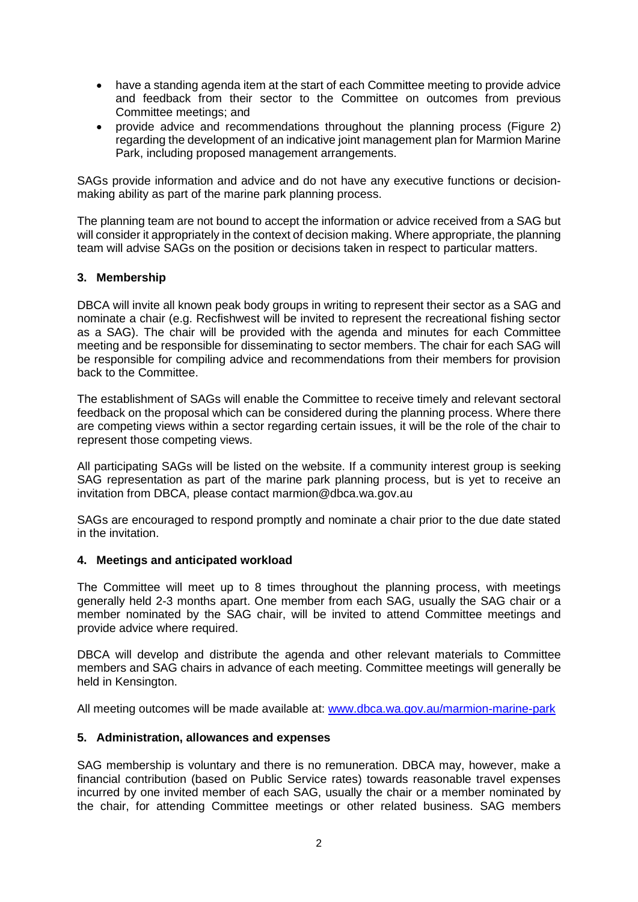- have a standing agenda item at the start of each Committee meeting to provide advice and feedback from their sector to the Committee on outcomes from previous Committee meetings; and
- provide advice and recommendations throughout the planning process (Figure 2) regarding the development of an indicative joint management plan for Marmion Marine Park, including proposed management arrangements.

SAGs provide information and advice and do not have any executive functions or decision-making ability as part of the marine park planning process.

The planning team are not bound to accept the information or advice received from a SAG but will consider it appropriately in the context of decision making. Where appropriate, the planning team will advise SAGs on the position or decisions taken in respect to particular matters.

## 3. Membership

DBCA will invite all known peak body groups in writing to represent their sector as a SAG and nominate a chair (e.g. Recfishwest will be invited to represent the recreational fishing sector as a SAG). The chair will be provided with the agenda and minutes for each Committee meeting and be responsible for disseminating to sector members. The chair for each SAG will be responsible for compiling advice and recommendations from their members for provision back to the Committee.

The establishment of SAGs will enable the Committee to receive timely and relevant sectoral feedback on the proposal which can be considered during the planning process. Where there are competing views within a sector regarding certain issues, it will be the role of the chair to represent those competing views.

All participating SAGs will be listed on the website. If a community interest group is seeking SAG representation as part of the marine park planning process, but is yet to receive an invitation from DBCA, please contact marmion@dbca.wa.gov.au

SAGs are encouraged to respond promptly and nominate a chair prior to the due date stated in the invitation.

## 4. Meetings and anticipated workload

The Committee will meet up to 8 times throughout the planning process, with meetings generally held 2-3 months apart. One member from each SAG, usually the SAG chair or a member nominated by the SAG chair, will be invited to attend Committee meetings and provide advice where required.

DBCA will develop and distribute the agenda and other relevant materials to Committee members and SAG chairs in advance of each meeting. Committee meetings will generally be held in Kensington.

All meeting outcomes will be made available at: [www.dbca.wa.gov.au/marmion-marine-park](www.dbca.wa.gov.au/marmion-marine-park)

## 5. Administration, allowances and expenses

SAG membership is voluntary and there is no remuneration. DBCA may, however, make a financial contribution (based on Public Service rates) towards reasonable travel expenses incurred by one invited member of each SAG, usually the chair or a member nominated by the chair, for attending Committee meetings or other related business. SAG members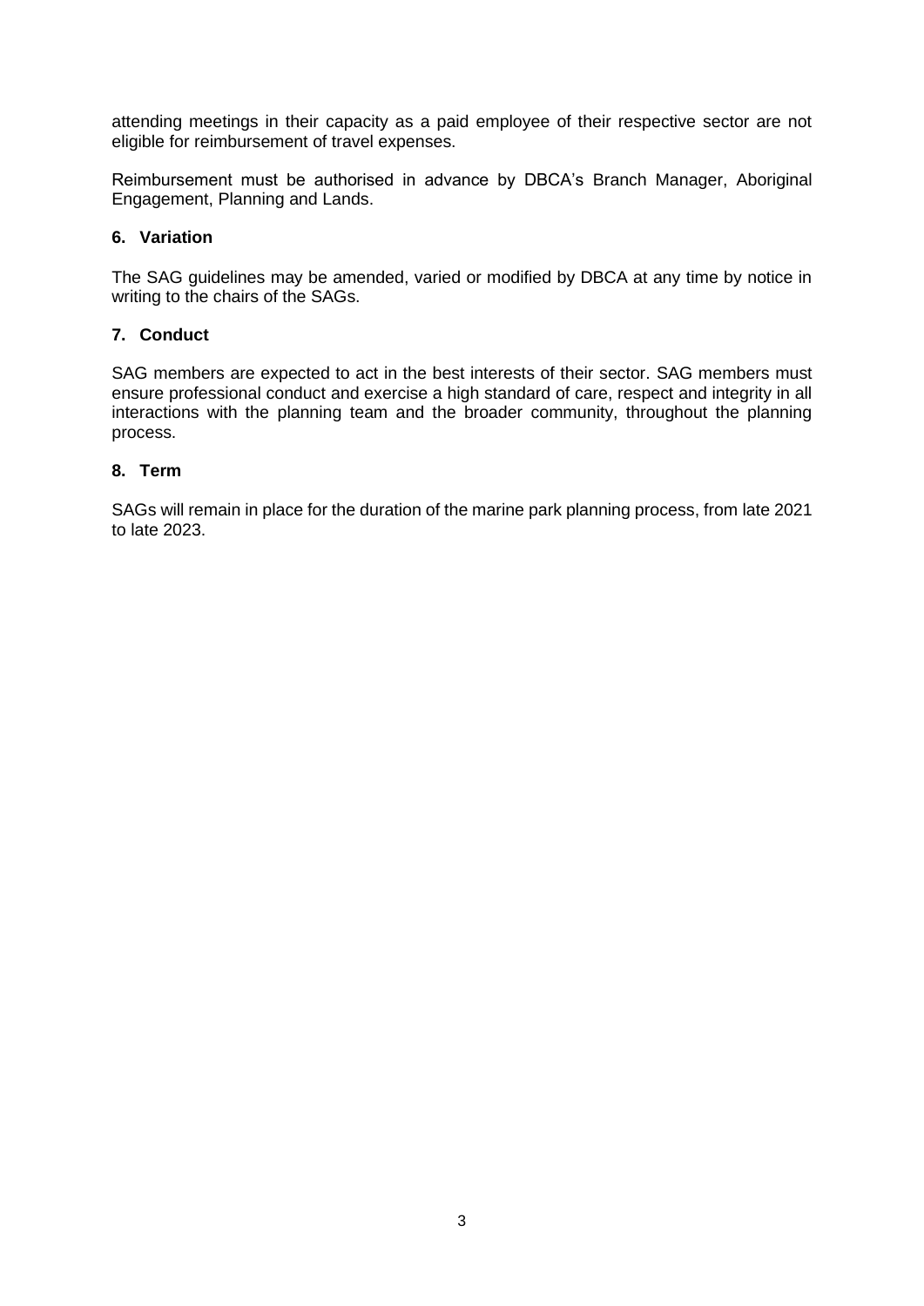attending meetings in their capacity as a paid employee of their respective sector are not eligible for reimbursement of travel expenses.

Reimbursement must be authorised in advance by DBCA's Branch Manager, Aboriginal Engagement, Planning and Lands.

### 6. Variation

The SAG guidelines may be amended, varied or modified by DBCA at any time by notice in writing to the chairs of the SAGs.

### 7. Conduct

SAG members are expected to act in the best interests of their sector. SAG members must ensure professional conduct and exercise a high standard of care, respect and integrity in all interactions with the planning team and the broader community, throughout the planning process.

### 8. Term

SAGs will remain in place for the duration of the marine park planning process, from late 2021 to late 2023.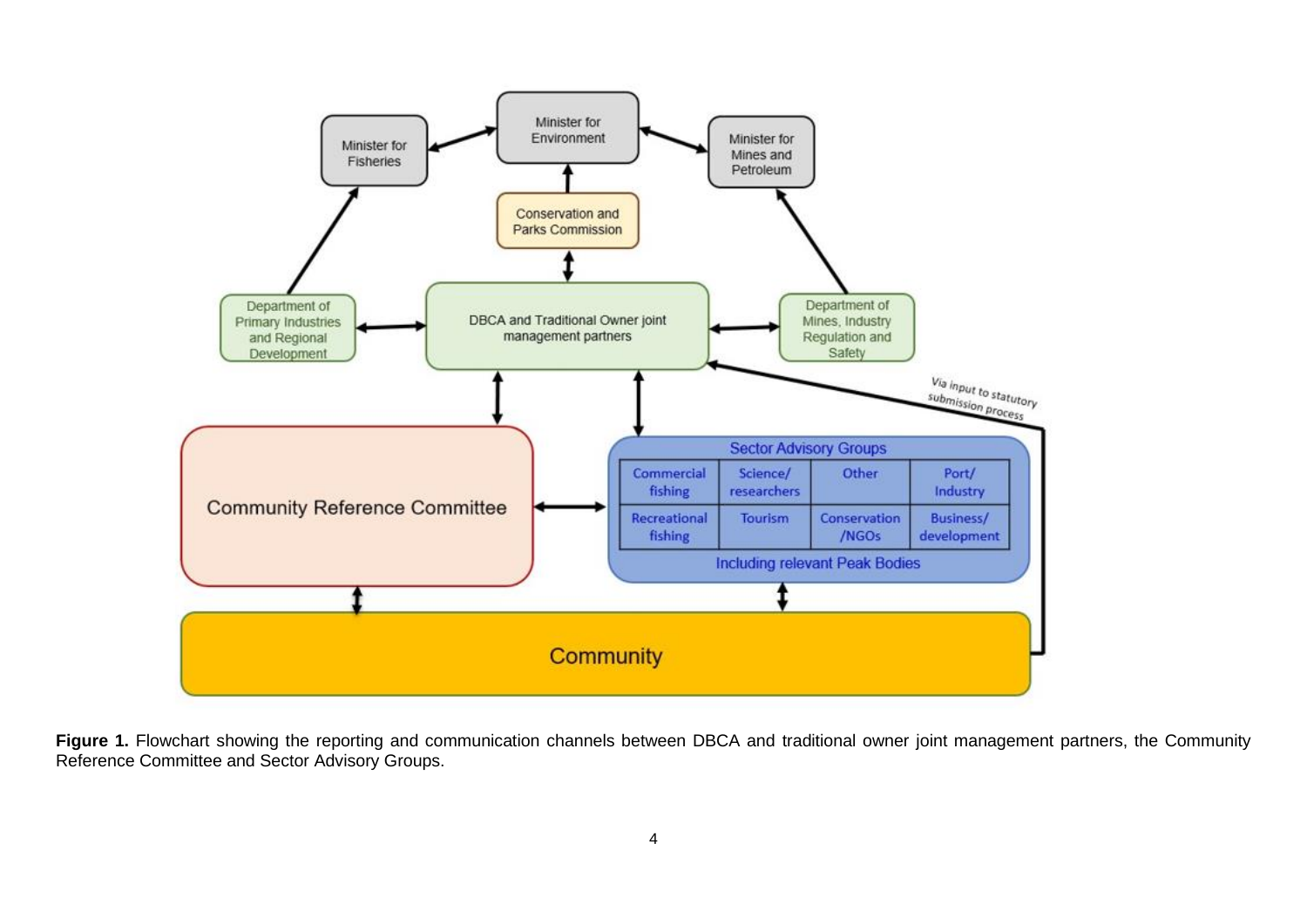Minister for Fisheries

Minister for Environment

Minister for Mines and Petroleum

Conservation and Parks Commission

Department of Primary Industries and Regional Development

DBCA and Traditional Owner joint management partners

Department of Mines, Industry Regulation and Safety

*Via input to statutory submission process*

Community Reference Committee

Sector Advisory Groups

| Commercial fishing | Science/ researchers | Other | Port/ Industry |
|---|---|---|---|
| Recreational fishing | Tourism | Conservation /NGOs | Business/ development |

Including relevant Peak Bodies

Community

**Figure 1.** Flowchart showing the reporting and communication channels between DBCA and traditional owner joint management partners, the Community Reference Committee and Sector Advisory Groups.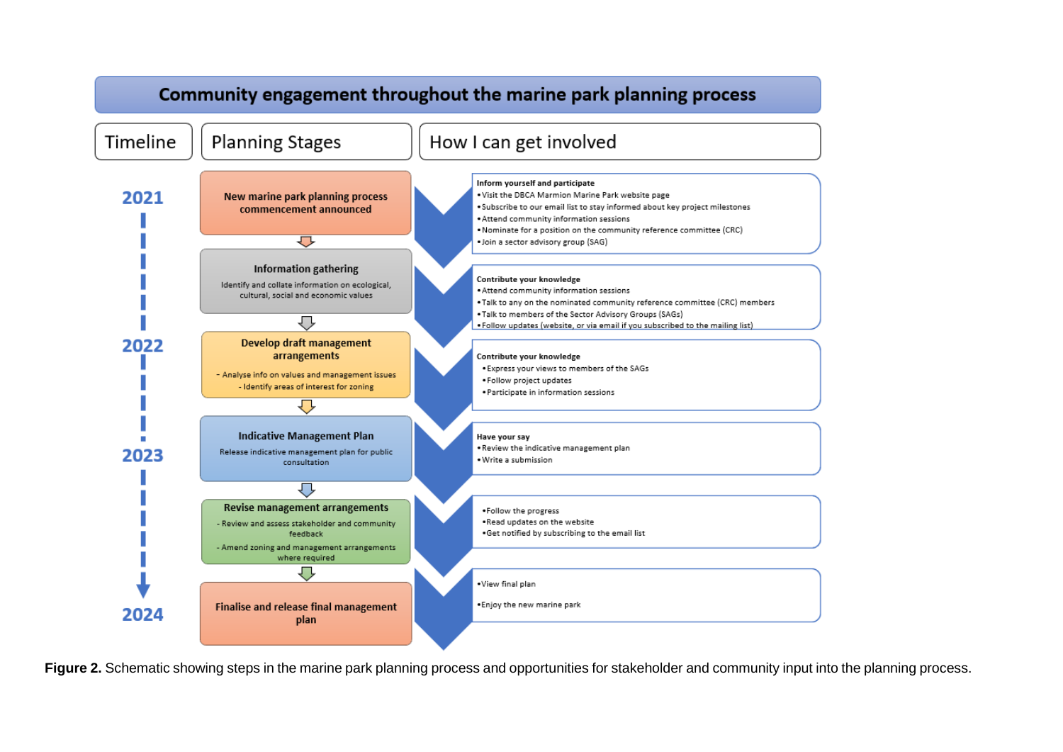Community engagement throughout the marine park planning process

Timeline

Planning Stages

How I can get involved

2021

New marine park planning process commencement announced

Inform yourself and participate
- Visit the DBCA Marmion Marine Park website page
- Subscribe to our email list to stay informed about key project milestones
- Attend community information sessions
- Nominate for a position on the community reference committee (CRC)
- Join a sector advisory group (SAG)

Information gathering

Identify and collate information on ecological, cultural, social and economic values

Contribute your knowledge
- Attend community information sessions
- Talk to any on the nominated community reference committee (CRC) members
- Talk to members of the Sector Advisory Groups (SAGs)
- Follow updates (website, or via email if you subscribed to the mailing list)

2022

Develop draft management arrangements

- Analyse info on values and management issues
- Identify areas of interest for zoning

Contribute your knowledge
- Express your views to members of the SAGs
- Follow project updates
- Participate in information sessions

2023

Indicative Management Plan

Release indicative management plan for public consultation

Have your say
- Review the indicative management plan
- Write a submission

Revise management arrangements

- Review and assess stakeholder and community feedback
- Amend zoning and management arrangements where required

- Follow the progress
- Read updates on the website
- Get notified by subscribing to the email list

2024

Finalise and release final management plan

- View final plan
- Enjoy the new marine park

**Figure 2.** Schematic showing steps in the marine park planning process and opportunities for stakeholder and community input into the planning process.